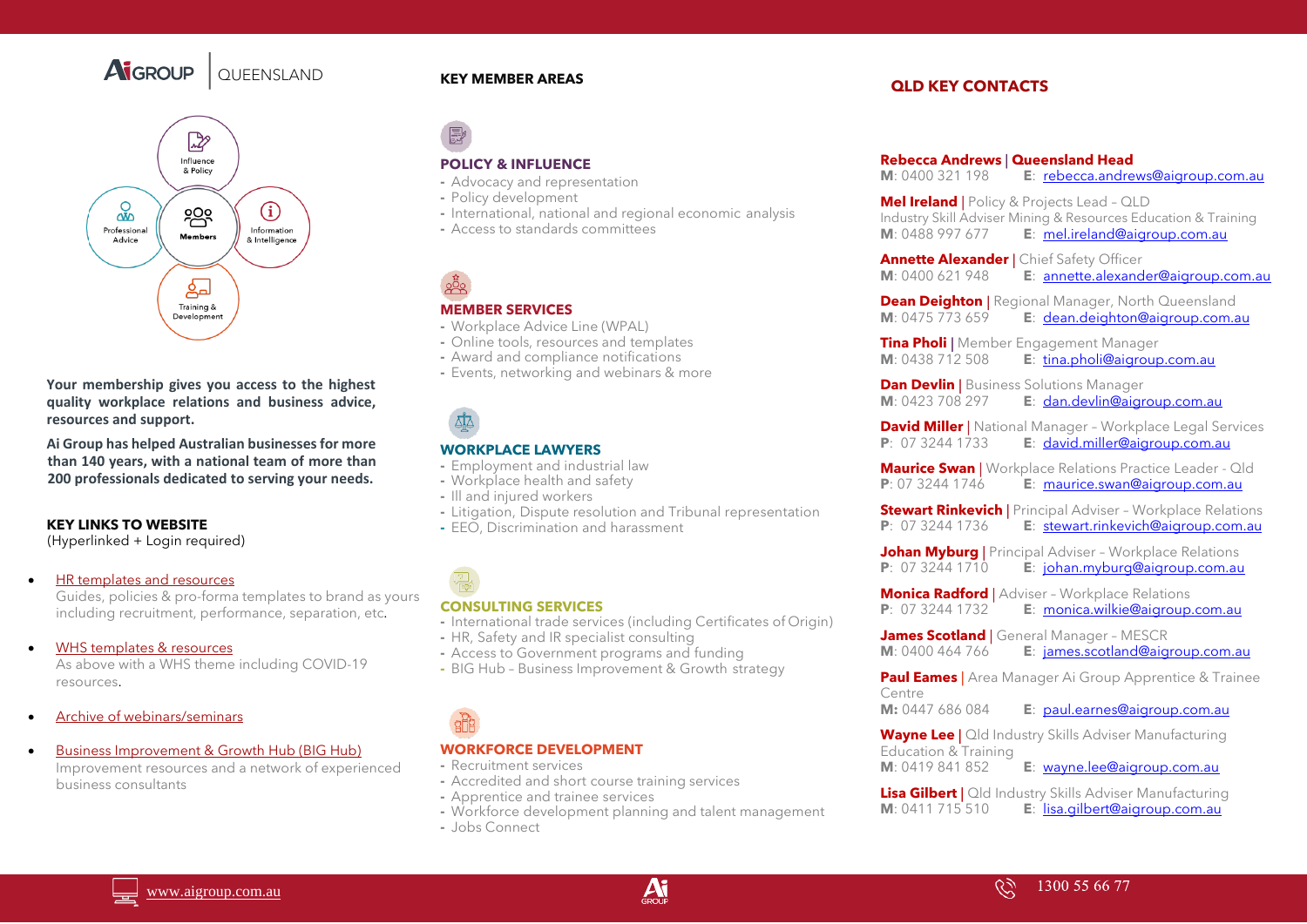# Ai GROUP | QUEENSLAND

Influence & Policy

Professional Advice

Members

Information & Intelligence

Training & Development

**Your membership gives you access to the highest quality workplace relations and business advice, resources and support.**

**Ai Group has helped Australian businesses for more than 140 years, with a national team of more than 200 professionals dedicated to serving your needs.**

**KEY LINKS TO WEBSITE**
(Hyperlinked + Login required)

- HR templates and resources
  Guides, policies & pro-forma templates to brand as yours including recruitment, performance, separation, etc.
- WHS templates & resources
  As above with a WHS theme including COVID-19 resources.
- Archive of webinars/seminars
- Business Improvement & Growth Hub (BIG Hub)
  Improvement resources and a network of experienced business consultants

## KEY MEMBER AREAS

### POLICY & INFLUENCE

- Advocacy and representation
- Policy development
- International, national and regional economic analysis
- Access to standards committees

### MEMBER SERVICES

- Workplace Advice Line (WPAL)
- Online tools, resources and templates
- Award and compliance notifications
- Events, networking and webinars & more

### WORKPLACE LAWYERS

- Employment and industrial law
- Workplace health and safety
- Ill and injured workers
- Litigation, Dispute resolution and Tribunal representation
- EEO, Discrimination and harassment

### CONSULTING SERVICES

- International trade services (including Certificates of Origin)
- HR, Safety and IR specialist consulting
- Access to Government programs and funding
- BIG Hub – Business Improvement & Growth strategy

### WORKFORCE DEVELOPMENT

- Recruitment services
- Accredited and short course training services
- Apprentice and trainee services
- Workforce development planning and talent management
- Jobs Connect

## QLD KEY CONTACTS

**Rebecca Andrews | Queensland Head**
**M**: 0400 321 198 **E**: rebecca.andrews@aigroup.com.au

**Mel Ireland** | Policy & Projects Lead – QLD
Industry Skill Adviser Mining & Resources Education & Training
**M**: 0488 997 677 **E**: mel.ireland@aigroup.com.au

**Annette Alexander** | Chief Safety Officer
**M**: 0400 621 948 **E**: annette.alexander@aigroup.com.au

**Dean Deighton** | Regional Manager, North Queensland
**M**: 0475 773 659 **E**: dean.deighton@aigroup.com.au

**Tina Pholi** | Member Engagement Manager
**M**: 0438 712 508 **E**: tina.pholi@aigroup.com.au

**Dan Devlin** | Business Solutions Manager
**M**: 0423 708 297 **E**: dan.devlin@aigroup.com.au

**David Miller** | National Manager – Workplace Legal Services
**P**: 07 3244 1733 **E**: david.miller@aigroup.com.au

**Maurice Swan** | Workplace Relations Practice Leader - Qld
**P**: 07 3244 1746 **E**: maurice.swan@aigroup.com.au

**Stewart Rinkevich** | Principal Adviser – Workplace Relations
**P**: 07 3244 1736 **E**: stewart.rinkevich@aigroup.com.au

**Johan Myburg** | Principal Adviser – Workplace Relations
**P**: 07 3244 1710 **E**: johan.myburg@aigroup.com.au

**Monica Radford** | Adviser – Workplace Relations
**P**: 07 3244 1732 **E**: monica.wilkie@aigroup.com.au

**James Scotland** | General Manager – MESCR
**M**: 0400 464 766 **E**: james.scotland@aigroup.com.au

**Paul Eames** | Area Manager Ai Group Apprentice & Trainee Centre
**M:** 0447 686 084 **E**: paul.earnes@aigroup.com.au

**Wayne Lee** | Qld Industry Skills Adviser Manufacturing Education & Training
**M**: 0419 841 852 **E**: wayne.lee@aigroup.com.au

**Lisa Gilbert** | Qld Industry Skills Adviser Manufacturing
**M**: 0411 715 510 **E**: lisa.gilbert@aigroup.com.au

www.aigroup.com.au

1300 55 66 77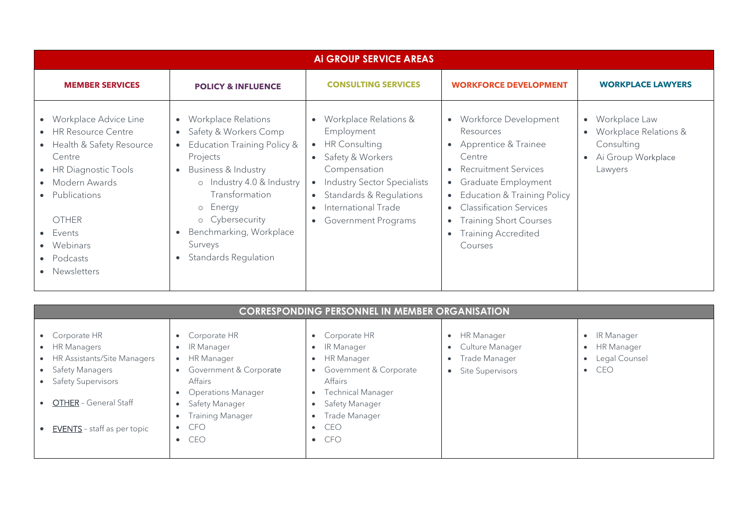| Ai GROUP SERVICE AREAS | | | | |
|---|---|---|---|---|
| **MEMBER SERVICES** | **POLICY & INFLUENCE** | **CONSULTING SERVICES** | **WORKFORCE DEVELOPMENT** | **WORKPLACE LAWYERS** |
| • Workplace Advice Line<br>• HR Resource Centre<br>• Health & Safety Resource Centre<br>• HR Diagnostic Tools<br>• Modern Awards<br>• Publications<br><br>OTHER<br>• Events<br>• Webinars<br>• Podcasts<br>• Newsletters | • Workplace Relations<br>• Safety & Workers Comp<br>• Education Training Policy & Projects<br>• Business & Industry<br>  ○ Industry 4.0 & Industry Transformation<br>  ○ Energy<br>  ○ Cybersecurity<br>• Benchmarking, Workplace Surveys<br>• Standards Regulation | • Workplace Relations & Employment<br>• HR Consulting<br>• Safety & Workers Compensation<br>• Industry Sector Specialists<br>• Standards & Regulations<br>• International Trade<br>• Government Programs | • Workforce Development Resources<br>• Apprentice & Trainee Centre<br>• Recruitment Services<br>• Graduate Employment<br>• Education & Training Policy<br>• Classification Services<br>• Training Short Courses<br>• Training Accredited Courses | • Workplace Law<br>• Workplace Relations & Consulting<br>• Ai Group Workplace Lawyers |

| CORRESPONDING PERSONNEL IN MEMBER ORGANISATION | | | | |
|---|---|---|---|---|
| • Corporate HR<br>• HR Managers<br>• HR Assistants/Site Managers<br>• Safety Managers<br>• Safety Supervisors<br><br>• OTHER – General Staff<br><br>• EVENTS – staff as per topic | • Corporate HR<br>• IR Manager<br>• HR Manager<br>• Government & Corporate Affairs<br>• Operations Manager<br>• Safety Manager<br>• Training Manager<br>• CFO<br>• CEO | • Corporate HR<br>• IR Manager<br>• HR Manager<br>• Government & Corporate Affairs<br>• Technical Manager<br>• Safety Manager<br>• Trade Manager<br>• CEO<br>• CFO | • HR Manager<br>• Culture Manager<br>• Trade Manager<br>• Site Supervisors | • IR Manager<br>• HR Manager<br>• Legal Counsel<br>• CEO |